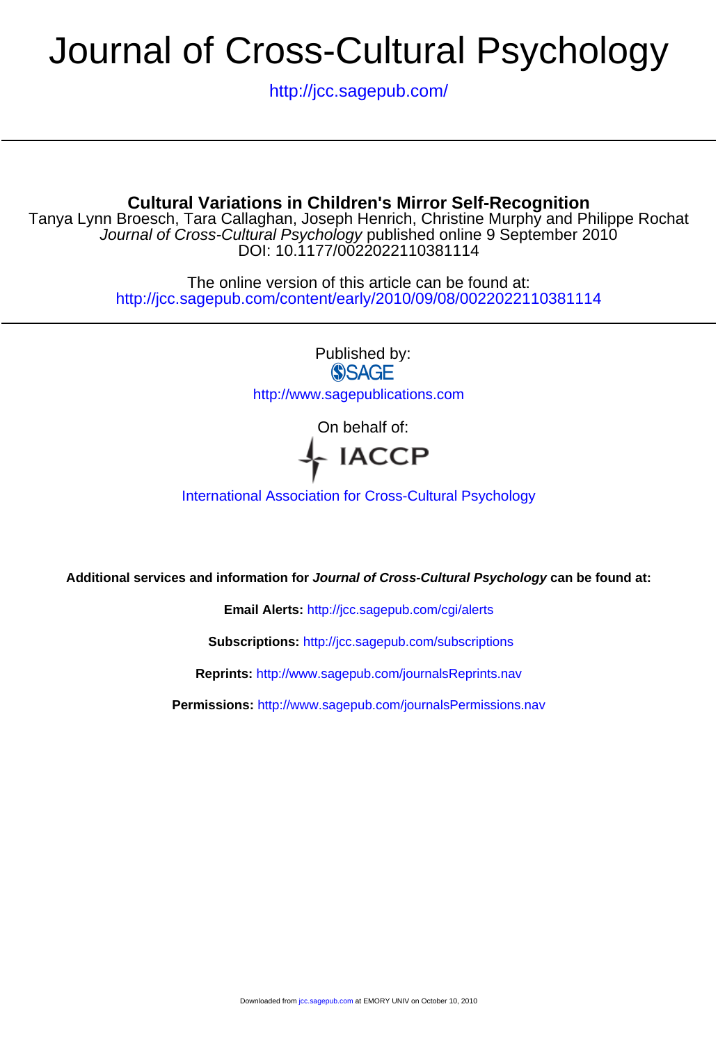# Journal of Cross-Cultural Psychology

http://jcc.sagepub.com/

## Cultural Variations in Children's Mirror Self-Recognition

Tanya Lynn Broesch, Tara Callaghan, Joseph Henrich, Christine Murphy and Philippe Rochat

*Journal of Cross-Cultural Psychology* published online 9 September 2010

DOI: 10.1177/0022022110381114

The online version of this article can be found at:

http://jcc.sagepub.com/content/early/2010/09/08/0022022110381114

Published by:

SAGE

http://www.sagepublications.com

On behalf of:

IACCP

International Association for Cross-Cultural Psychology

**Additional services and information for *Journal of Cross-Cultural Psychology* can be found at:**

**Email Alerts:** http://jcc.sagepub.com/cgi/alerts

**Subscriptions:** http://jcc.sagepub.com/subscriptions

**Reprints:** http://www.sagepub.com/journalsReprints.nav

**Permissions:** http://www.sagepub.com/journalsPermissions.nav

Downloaded from jcc.sagepub.com at EMORY UNIV on October 10, 2010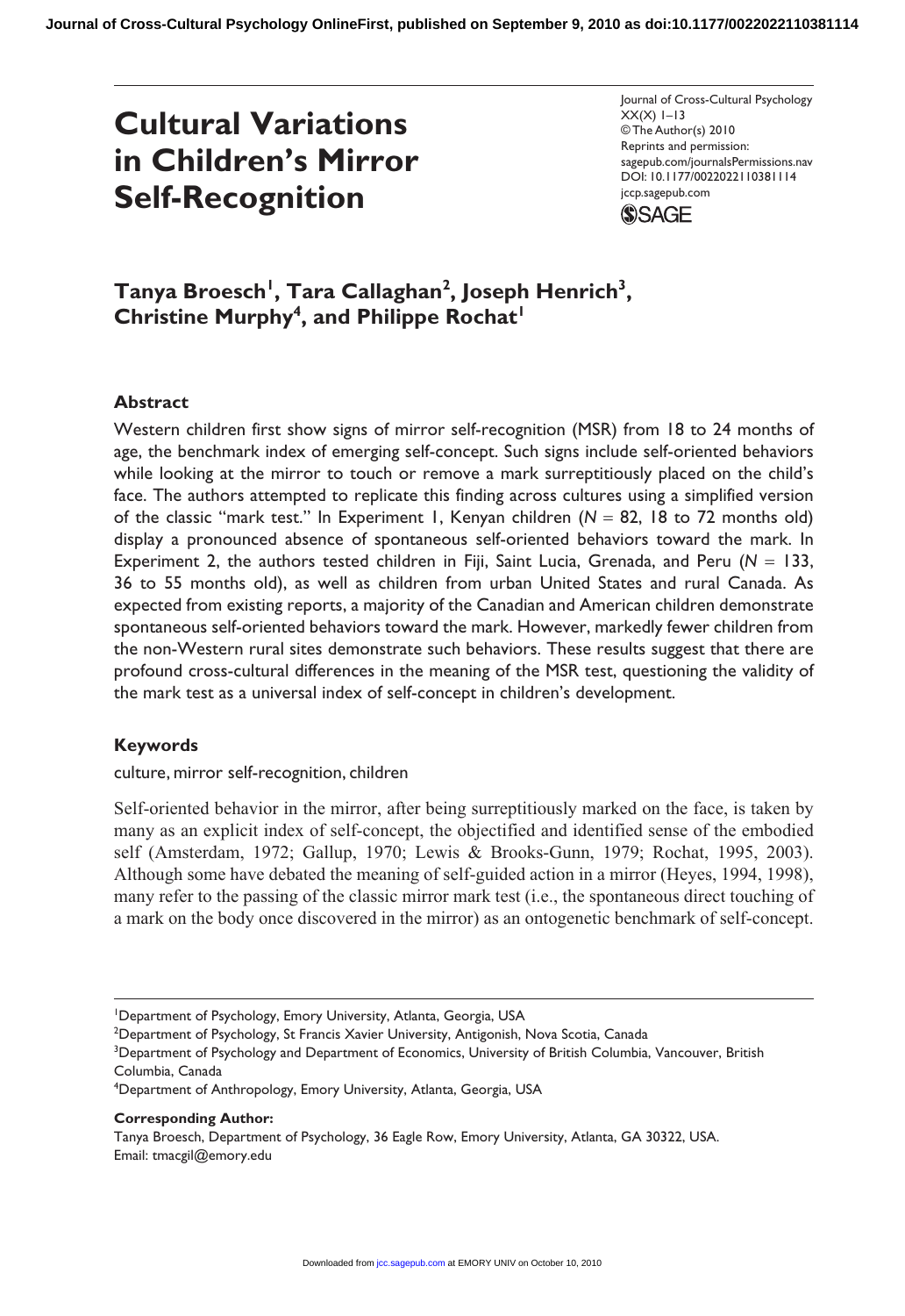# Cultural Variations in Children's Mirror Self-Recognition

**Tanya Broesch[1], Tara Callaghan[2], Joseph Henrich[3], Christine Murphy[4], and Philippe Rochat[1]**

## Abstract

Western children first show signs of mirror self-recognition (MSR) from 18 to 24 months of age, the benchmark index of emerging self-concept. Such signs include self-oriented behaviors while looking at the mirror to touch or remove a mark surreptitiously placed on the child's face. The authors attempted to replicate this finding across cultures using a simplified version of the classic "mark test." In Experiment 1, Kenyan children ($N$ = 82, 18 to 72 months old) display a pronounced absence of spontaneous self-oriented behaviors toward the mark. In Experiment 2, the authors tested children in Fiji, Saint Lucia, Grenada, and Peru ($N$ = 133, 36 to 55 months old), as well as children from urban United States and rural Canada. As expected from existing reports, a majority of the Canadian and American children demonstrate spontaneous self-oriented behaviors toward the mark. However, markedly fewer children from the non-Western rural sites demonstrate such behaviors. These results suggest that there are profound cross-cultural differences in the meaning of the MSR test, questioning the validity of the mark test as a universal index of self-concept in children's development.

## Keywords

culture, mirror self-recognition, children

Self-oriented behavior in the mirror, after being surreptitiously marked on the face, is taken by many as an explicit index of self-concept, the objectified and identified sense of the embodied self (Amsterdam, 1972; Gallup, 1970; Lewis & Brooks-Gunn, 1979; Rochat, 1995, 2003). Although some have debated the meaning of self-guided action in a mirror (Heyes, 1994, 1998), many refer to the passing of the classic mirror mark test (i.e., the spontaneous direct touching of a mark on the body once discovered in the mirror) as an ontogenetic benchmark of self-concept.

---

[1]Department of Psychology, Emory University, Atlanta, Georgia, USA

[2]Department of Psychology, St Francis Xavier University, Antigonish, Nova Scotia, Canada

[3]Department of Psychology and Department of Economics, University of British Columbia, Vancouver, British Columbia, Canada

[4]Department of Anthropology, Emory University, Atlanta, Georgia, USA

**Corresponding Author:**
Tanya Broesch, Department of Psychology, 36 Eagle Row, Emory University, Atlanta, GA 30322, USA.
Email: tmacgil@emory.edu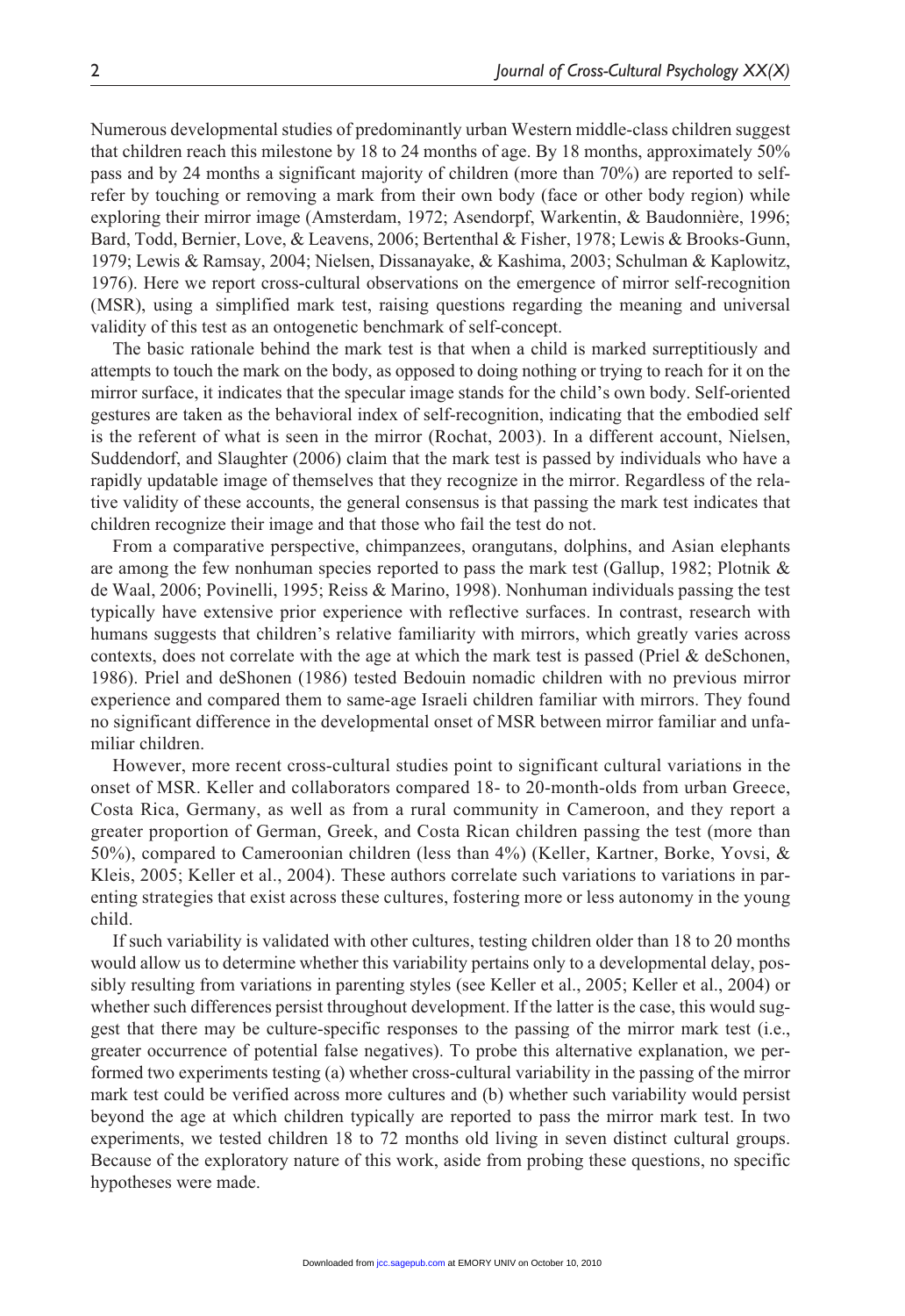Numerous developmental studies of predominantly urban Western middle-class children suggest that children reach this milestone by 18 to 24 months of age. By 18 months, approximately 50% pass and by 24 months a significant majority of children (more than 70%) are reported to self-refer by touching or removing a mark from their own body (face or other body region) while exploring their mirror image (Amsterdam, 1972; Asendorpf, Warkentin, & Baudonnière, 1996; Bard, Todd, Bernier, Love, & Leavens, 2006; Bertenthal & Fisher, 1978; Lewis & Brooks-Gunn, 1979; Lewis & Ramsay, 2004; Nielsen, Dissanayake, & Kashima, 2003; Schulman & Kaplowitz, 1976). Here we report cross-cultural observations on the emergence of mirror self-recognition (MSR), using a simplified mark test, raising questions regarding the meaning and universal validity of this test as an ontogenetic benchmark of self-concept.

The basic rationale behind the mark test is that when a child is marked surreptitiously and attempts to touch the mark on the body, as opposed to doing nothing or trying to reach for it on the mirror surface, it indicates that the specular image stands for the child's own body. Self-oriented gestures are taken as the behavioral index of self-recognition, indicating that the embodied self is the referent of what is seen in the mirror (Rochat, 2003). In a different account, Nielsen, Suddendorf, and Slaughter (2006) claim that the mark test is passed by individuals who have a rapidly updatable image of themselves that they recognize in the mirror. Regardless of the relative validity of these accounts, the general consensus is that passing the mark test indicates that children recognize their image and that those who fail the test do not.

From a comparative perspective, chimpanzees, orangutans, dolphins, and Asian elephants are among the few nonhuman species reported to pass the mark test (Gallup, 1982; Plotnik & de Waal, 2006; Povinelli, 1995; Reiss & Marino, 1998). Nonhuman individuals passing the test typically have extensive prior experience with reflective surfaces. In contrast, research with humans suggests that children's relative familiarity with mirrors, which greatly varies across contexts, does not correlate with the age at which the mark test is passed (Priel & deSchonen, 1986). Priel and deShonen (1986) tested Bedouin nomadic children with no previous mirror experience and compared them to same-age Israeli children familiar with mirrors. They found no significant difference in the developmental onset of MSR between mirror familiar and unfamiliar children.

However, more recent cross-cultural studies point to significant cultural variations in the onset of MSR. Keller and collaborators compared 18- to 20-month-olds from urban Greece, Costa Rica, Germany, as well as from a rural community in Cameroon, and they report a greater proportion of German, Greek, and Costa Rican children passing the test (more than 50%), compared to Cameroonian children (less than 4%) (Keller, Kartner, Borke, Yovsi, & Kleis, 2005; Keller et al., 2004). These authors correlate such variations to variations in parenting strategies that exist across these cultures, fostering more or less autonomy in the young child.

If such variability is validated with other cultures, testing children older than 18 to 20 months would allow us to determine whether this variability pertains only to a developmental delay, possibly resulting from variations in parenting styles (see Keller et al., 2005; Keller et al., 2004) or whether such differences persist throughout development. If the latter is the case, this would suggest that there may be culture-specific responses to the passing of the mirror mark test (i.e., greater occurrence of potential false negatives). To probe this alternative explanation, we performed two experiments testing (a) whether cross-cultural variability in the passing of the mirror mark test could be verified across more cultures and (b) whether such variability would persist beyond the age at which children typically are reported to pass the mirror mark test. In two experiments, we tested children 18 to 72 months old living in seven distinct cultural groups. Because of the exploratory nature of this work, aside from probing these questions, no specific hypotheses were made.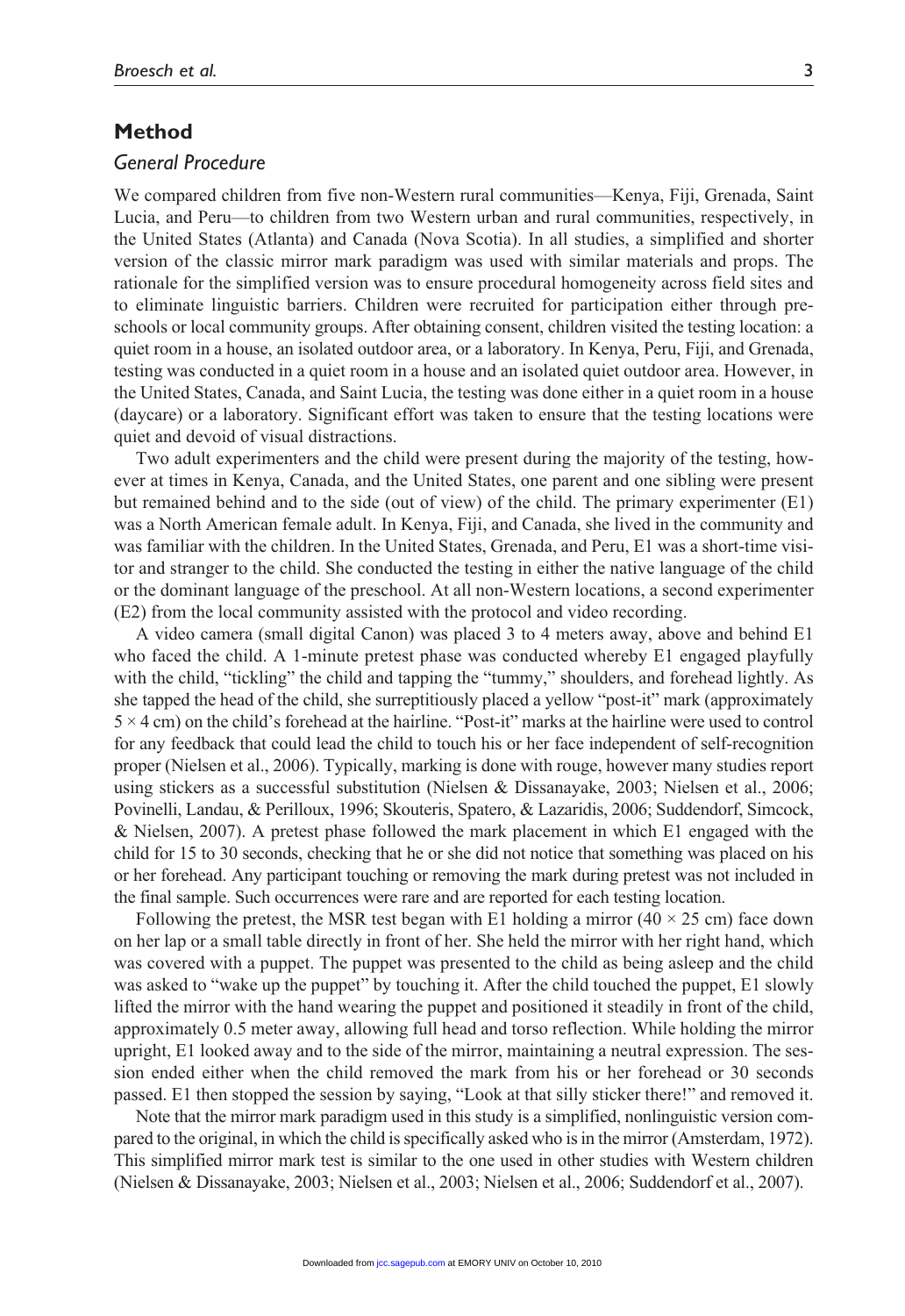## Method

### *General Procedure*

We compared children from five non-Western rural communities—Kenya, Fiji, Grenada, Saint Lucia, and Peru—to children from two Western urban and rural communities, respectively, in the United States (Atlanta) and Canada (Nova Scotia). In all studies, a simplified and shorter version of the classic mirror mark paradigm was used with similar materials and props. The rationale for the simplified version was to ensure procedural homogeneity across field sites and to eliminate linguistic barriers. Children were recruited for participation either through preschools or local community groups. After obtaining consent, children visited the testing location: a quiet room in a house, an isolated outdoor area, or a laboratory. In Kenya, Peru, Fiji, and Grenada, testing was conducted in a quiet room in a house and an isolated quiet outdoor area. However, in the United States, Canada, and Saint Lucia, the testing was done either in a quiet room in a house (daycare) or a laboratory. Significant effort was taken to ensure that the testing locations were quiet and devoid of visual distractions.

Two adult experimenters and the child were present during the majority of the testing, however at times in Kenya, Canada, and the United States, one parent and one sibling were present but remained behind and to the side (out of view) of the child. The primary experimenter (E1) was a North American female adult. In Kenya, Fiji, and Canada, she lived in the community and was familiar with the children. In the United States, Grenada, and Peru, E1 was a short-time visitor and stranger to the child. She conducted the testing in either the native language of the child or the dominant language of the preschool. At all non-Western locations, a second experimenter (E2) from the local community assisted with the protocol and video recording.

A video camera (small digital Canon) was placed 3 to 4 meters away, above and behind E1 who faced the child. A 1-minute pretest phase was conducted whereby E1 engaged playfully with the child, "tickling" the child and tapping the "tummy," shoulders, and forehead lightly. As she tapped the head of the child, she surreptitiously placed a yellow "post-it" mark (approximately $5 \times 4$ cm) on the child's forehead at the hairline. "Post-it" marks at the hairline were used to control for any feedback that could lead the child to touch his or her face independent of self-recognition proper (Nielsen et al., 2006). Typically, marking is done with rouge, however many studies report using stickers as a successful substitution (Nielsen & Dissanayake, 2003; Nielsen et al., 2006; Povinelli, Landau, & Perilloux, 1996; Skouteris, Spatero, & Lazaridis, 2006; Suddendorf, Simcock, & Nielsen, 2007). A pretest phase followed the mark placement in which E1 engaged with the child for 15 to 30 seconds, checking that he or she did not notice that something was placed on his or her forehead. Any participant touching or removing the mark during pretest was not included in the final sample. Such occurrences were rare and are reported for each testing location.

Following the pretest, the MSR test began with E1 holding a mirror ($40 \times 25$ cm) face down on her lap or a small table directly in front of her. She held the mirror with her right hand, which was covered with a puppet. The puppet was presented to the child as being asleep and the child was asked to "wake up the puppet" by touching it. After the child touched the puppet, E1 slowly lifted the mirror with the hand wearing the puppet and positioned it steadily in front of the child, approximately 0.5 meter away, allowing full head and torso reflection. While holding the mirror upright, E1 looked away and to the side of the mirror, maintaining a neutral expression. The session ended either when the child removed the mark from his or her forehead or 30 seconds passed. E1 then stopped the session by saying, "Look at that silly sticker there!" and removed it.

Note that the mirror mark paradigm used in this study is a simplified, nonlinguistic version compared to the original, in which the child is specifically asked who is in the mirror (Amsterdam, 1972). This simplified mirror mark test is similar to the one used in other studies with Western children (Nielsen & Dissanayake, 2003; Nielsen et al., 2003; Nielsen et al., 2006; Suddendorf et al., 2007).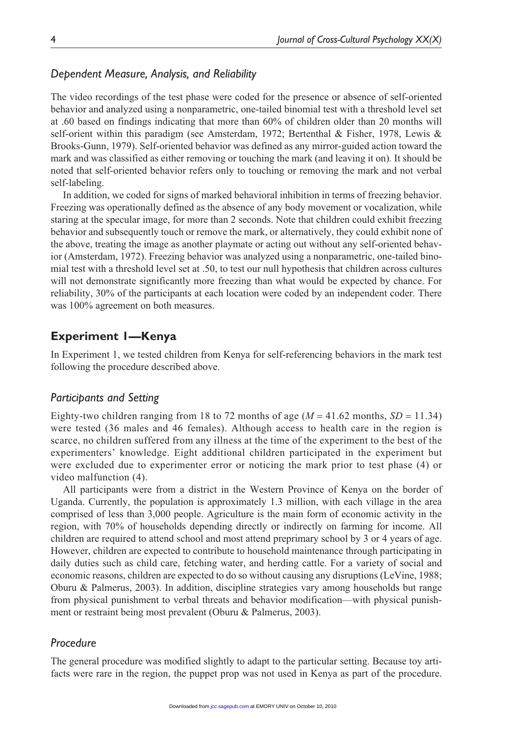### *Dependent Measure, Analysis, and Reliability*

The video recordings of the test phase were coded for the presence or absence of self-oriented behavior and analyzed using a nonparametric, one-tailed binomial test with a threshold level set at .60 based on findings indicating that more than 60% of children older than 20 months will self-orient within this paradigm (see Amsterdam, 1972; Bertenthal & Fisher, 1978, Lewis & Brooks-Gunn, 1979). Self-oriented behavior was defined as any mirror-guided action toward the mark and was classified as either removing or touching the mark (and leaving it on). It should be noted that self-oriented behavior refers only to touching or removing the mark and not verbal self-labeling.

In addition, we coded for signs of marked behavioral inhibition in terms of freezing behavior. Freezing was operationally defined as the absence of any body movement or vocalization, while staring at the specular image, for more than 2 seconds. Note that children could exhibit freezing behavior and subsequently touch or remove the mark, or alternatively, they could exhibit none of the above, treating the image as another playmate or acting out without any self-oriented behavior (Amsterdam, 1972). Freezing behavior was analyzed using a nonparametric, one-tailed binomial test with a threshold level set at .50, to test our null hypothesis that children across cultures will not demonstrate significantly more freezing than what would be expected by chance. For reliability, 30% of the participants at each location were coded by an independent coder. There was 100% agreement on both measures.

## Experiment 1—Kenya

In Experiment 1, we tested children from Kenya for self-referencing behaviors in the mark test following the procedure described above.

### *Participants and Setting*

Eighty-two children ranging from 18 to 72 months of age ($M$ = 41.62 months, $SD$ = 11.34) were tested (36 males and 46 females). Although access to health care in the region is scarce, no children suffered from any illness at the time of the experiment to the best of the experimenters' knowledge. Eight additional children participated in the experiment but were excluded due to experimenter error or noticing the mark prior to test phase (4) or video malfunction (4).

All participants were from a district in the Western Province of Kenya on the border of Uganda. Currently, the population is approximately 1.3 million, with each village in the area comprised of less than 3,000 people. Agriculture is the main form of economic activity in the region, with 70% of households depending directly or indirectly on farming for income. All children are required to attend school and most attend preprimary school by 3 or 4 years of age. However, children are expected to contribute to household maintenance through participating in daily duties such as child care, fetching water, and herding cattle. For a variety of social and economic reasons, children are expected to do so without causing any disruptions (LeVine, 1988; Oburu & Palmerus, 2003). In addition, discipline strategies vary among households but range from physical punishment to verbal threats and behavior modification—with physical punishment or restraint being most prevalent (Oburu & Palmerus, 2003).

### *Procedure*

The general procedure was modified slightly to adapt to the particular setting. Because toy artifacts were rare in the region, the puppet prop was not used in Kenya as part of the procedure.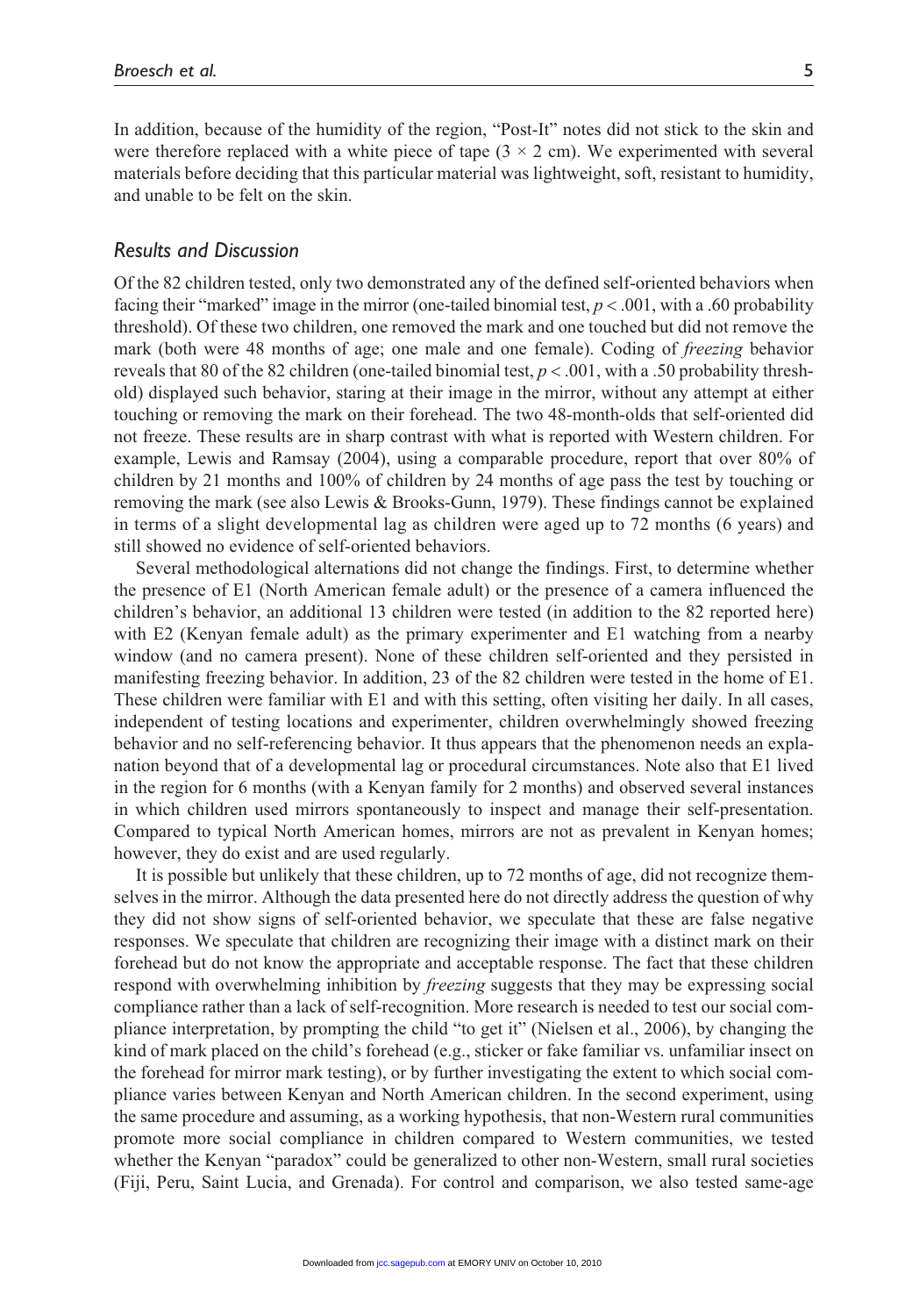In addition, because of the humidity of the region, "Post-It" notes did not stick to the skin and were therefore replaced with a white piece of tape ($3 \times 2$ cm). We experimented with several materials before deciding that this particular material was lightweight, soft, resistant to humidity, and unable to be felt on the skin.

### *Results and Discussion*

Of the 82 children tested, only two demonstrated any of the defined self-oriented behaviors when facing their "marked" image in the mirror (one-tailed binomial test, $p < .001$, with a .60 probability threshold). Of these two children, one removed the mark and one touched but did not remove the mark (both were 48 months of age; one male and one female). Coding of *freezing* behavior reveals that 80 of the 82 children (one-tailed binomial test, $p < .001$, with a .50 probability threshold) displayed such behavior, staring at their image in the mirror, without any attempt at either touching or removing the mark on their forehead. The two 48-month-olds that self-oriented did not freeze. These results are in sharp contrast with what is reported with Western children. For example, Lewis and Ramsay (2004), using a comparable procedure, report that over 80% of children by 21 months and 100% of children by 24 months of age pass the test by touching or removing the mark (see also Lewis & Brooks-Gunn, 1979). These findings cannot be explained in terms of a slight developmental lag as children were aged up to 72 months (6 years) and still showed no evidence of self-oriented behaviors.

Several methodological alternations did not change the findings. First, to determine whether the presence of E1 (North American female adult) or the presence of a camera influenced the children's behavior, an additional 13 children were tested (in addition to the 82 reported here) with E2 (Kenyan female adult) as the primary experimenter and E1 watching from a nearby window (and no camera present). None of these children self-oriented and they persisted in manifesting freezing behavior. In addition, 23 of the 82 children were tested in the home of E1. These children were familiar with E1 and with this setting, often visiting her daily. In all cases, independent of testing locations and experimenter, children overwhelmingly showed freezing behavior and no self-referencing behavior. It thus appears that the phenomenon needs an explanation beyond that of a developmental lag or procedural circumstances. Note also that E1 lived in the region for 6 months (with a Kenyan family for 2 months) and observed several instances in which children used mirrors spontaneously to inspect and manage their self-presentation. Compared to typical North American homes, mirrors are not as prevalent in Kenyan homes; however, they do exist and are used regularly.

It is possible but unlikely that these children, up to 72 months of age, did not recognize themselves in the mirror. Although the data presented here do not directly address the question of why they did not show signs of self-oriented behavior, we speculate that these are false negative responses. We speculate that children are recognizing their image with a distinct mark on their forehead but do not know the appropriate and acceptable response. The fact that these children respond with overwhelming inhibition by *freezing* suggests that they may be expressing social compliance rather than a lack of self-recognition. More research is needed to test our social compliance interpretation, by prompting the child "to get it" (Nielsen et al., 2006), by changing the kind of mark placed on the child's forehead (e.g., sticker or fake familiar vs. unfamiliar insect on the forehead for mirror mark testing), or by further investigating the extent to which social compliance varies between Kenyan and North American children. In the second experiment, using the same procedure and assuming, as a working hypothesis, that non-Western rural communities promote more social compliance in children compared to Western communities, we tested whether the Kenyan "paradox" could be generalized to other non-Western, small rural societies (Fiji, Peru, Saint Lucia, and Grenada). For control and comparison, we also tested same-age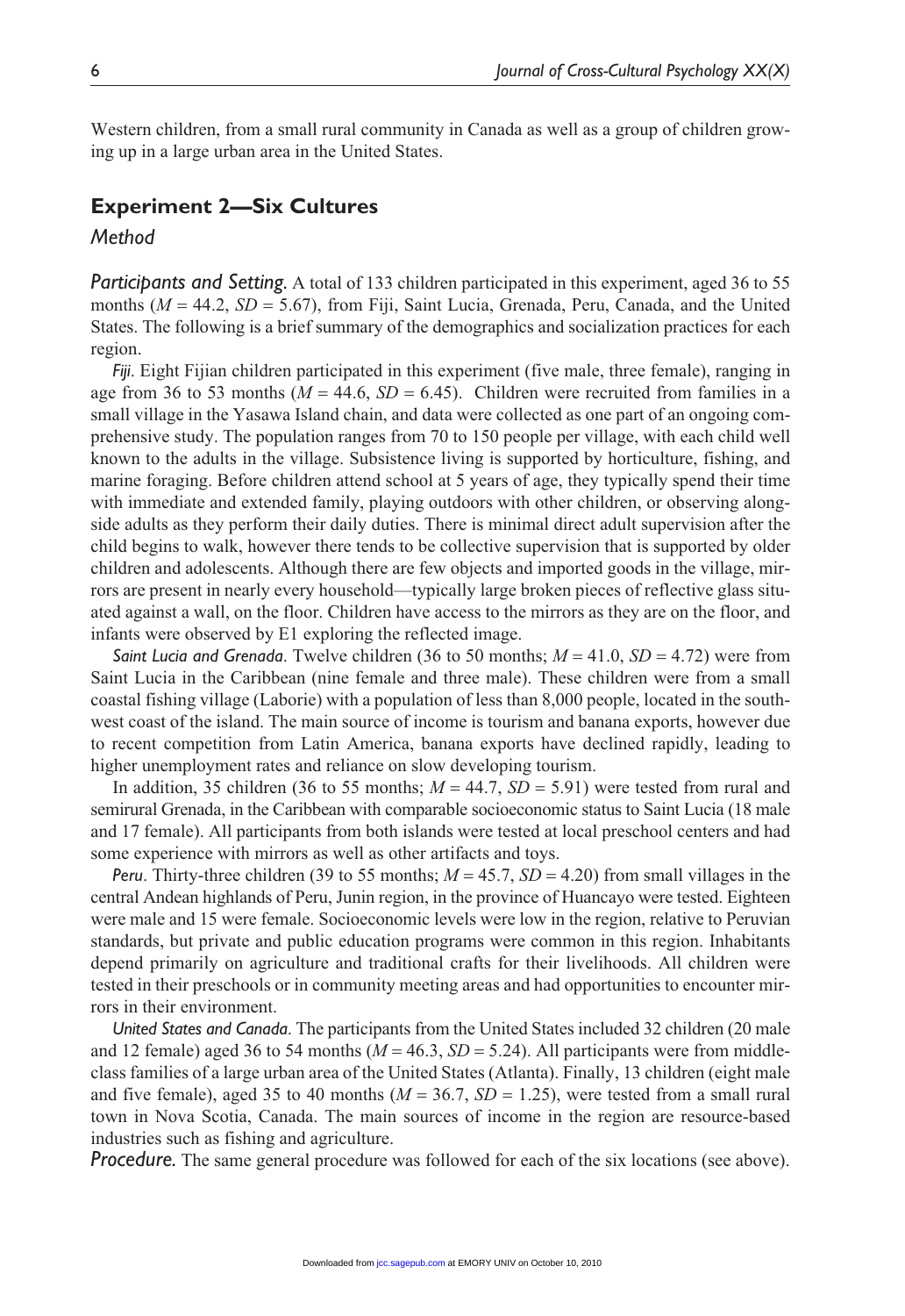Western children, from a small rural community in Canada as well as a group of children growing up in a large urban area in the United States.

## Experiment 2—Six Cultures

### *Method*

***Participants and Setting.*** A total of 133 children participated in this experiment, aged 36 to 55 months ($M = 44.2$, $SD = 5.67$), from Fiji, Saint Lucia, Grenada, Peru, Canada, and the United States. The following is a brief summary of the demographics and socialization practices for each region.

*Fiji*. Eight Fijian children participated in this experiment (five male, three female), ranging in age from 36 to 53 months ($M = 44.6$, $SD = 6.45$). Children were recruited from families in a small village in the Yasawa Island chain, and data were collected as one part of an ongoing comprehensive study. The population ranges from 70 to 150 people per village, with each child well known to the adults in the village. Subsistence living is supported by horticulture, fishing, and marine foraging. Before children attend school at 5 years of age, they typically spend their time with immediate and extended family, playing outdoors with other children, or observing alongside adults as they perform their daily duties. There is minimal direct adult supervision after the child begins to walk, however there tends to be collective supervision that is supported by older children and adolescents. Although there are few objects and imported goods in the village, mirrors are present in nearly every household—typically large broken pieces of reflective glass situated against a wall, on the floor. Children have access to the mirrors as they are on the floor, and infants were observed by E1 exploring the reflected image.

*Saint Lucia and Grenada*. Twelve children (36 to 50 months; $M = 41.0$, $SD = 4.72$) were from Saint Lucia in the Caribbean (nine female and three male). These children were from a small coastal fishing village (Laborie) with a population of less than 8,000 people, located in the southwest coast of the island. The main source of income is tourism and banana exports, however due to recent competition from Latin America, banana exports have declined rapidly, leading to higher unemployment rates and reliance on slow developing tourism.

In addition, 35 children (36 to 55 months; $M = 44.7$, $SD = 5.91$) were tested from rural and semirural Grenada, in the Caribbean with comparable socioeconomic status to Saint Lucia (18 male and 17 female). All participants from both islands were tested at local preschool centers and had some experience with mirrors as well as other artifacts and toys.

*Peru*. Thirty-three children (39 to 55 months; $M = 45.7$, $SD = 4.20$) from small villages in the central Andean highlands of Peru, Junin region, in the province of Huancayo were tested. Eighteen were male and 15 were female. Socioeconomic levels were low in the region, relative to Peruvian standards, but private and public education programs were common in this region. Inhabitants depend primarily on agriculture and traditional crafts for their livelihoods. All children were tested in their preschools or in community meeting areas and had opportunities to encounter mirrors in their environment.

*United States and Canada*. The participants from the United States included 32 children (20 male and 12 female) aged 36 to 54 months ($M = 46.3$, $SD = 5.24$). All participants were from middle-class families of a large urban area of the United States (Atlanta). Finally, 13 children (eight male and five female), aged 35 to 40 months ($M = 36.7$, $SD = 1.25$), were tested from a small rural town in Nova Scotia, Canada. The main sources of income in the region are resource-based industries such as fishing and agriculture.

***Procedure.*** The same general procedure was followed for each of the six locations (see above).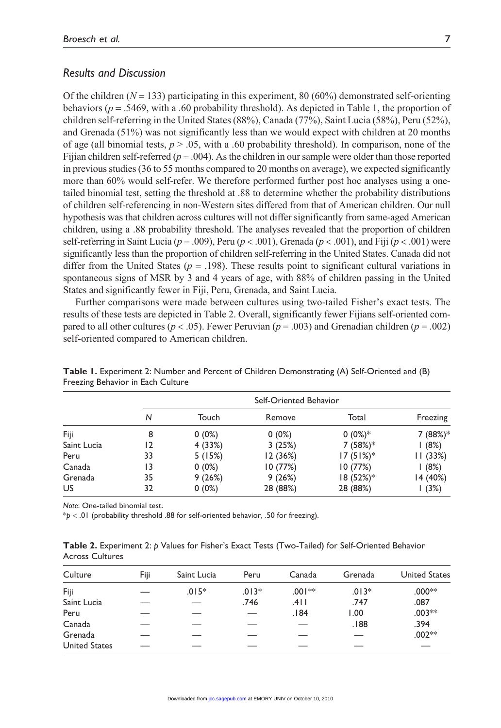## Results and Discussion

Of the children ($N = 133$) participating in this experiment, 80 (60%) demonstrated self-orienting behaviors ($p = .5469$, with a .60 probability threshold). As depicted in Table 1, the proportion of children self-referring in the United States (88%), Canada (77%), Saint Lucia (58%), Peru (52%), and Grenada (51%) was not significantly less than we would expect with children at 20 months of age (all binomial tests, $p > .05$, with a .60 probability threshold). In comparison, none of the Fijian children self-referred ($p = .004$). As the children in our sample were older than those reported in previous studies (36 to 55 months compared to 20 months on average), we expected significantly more than 60% would self-refer. We therefore performed further post hoc analyses using a one-tailed binomial test, setting the threshold at .88 to determine whether the probability distributions of children self-referencing in non-Western sites differed from that of American children. Our null hypothesis was that children across cultures will not differ significantly from same-aged American children, using a .88 probability threshold. The analyses revealed that the proportion of children self-referring in Saint Lucia ($p = .009$), Peru ($p < .001$), Grenada ($p < .001$), and Fiji ($p < .001$) were significantly less than the proportion of children self-referring in the United States. Canada did not differ from the United States ($p = .198$). These results point to significant cultural variations in spontaneous signs of MSR by 3 and 4 years of age, with 88% of children passing in the United States and significantly fewer in Fiji, Peru, Grenada, and Saint Lucia.

Further comparisons were made between cultures using two-tailed Fisher's exact tests. The results of these tests are depicted in Table 2. Overall, significantly fewer Fijians self-oriented compared to all other cultures ($p < .05$). Fewer Peruvian ($p = .003$) and Grenadian children ($p = .002$) self-oriented compared to American children.

**Table 1.** Experiment 2: Number and Percent of Children Demonstrating (A) Self-Oriented and (B) Freezing Behavior in Each Culture

| | | Self-Oriented Behavior | | | |
|---|---|---|---|---|---|
| | *N* | Touch | Remove | Total | Freezing |
| Fiji | 8 | 0 (0%) | 0 (0%) | 0 (0%)* | 7 (88%)* |
| Saint Lucia | 12 | 4 (33%) | 3 (25%) | 7 (58%)* | 1 (8%) |
| Peru | 33 | 5 (15%) | 12 (36%) | 17 (51%)* | 11 (33%) |
| Canada | 13 | 0 (0%) | 10 (77%) | 10 (77%) | 1 (8%) |
| Grenada | 35 | 9 (26%) | 9 (26%) | 18 (52%)* | 14 (40%) |
| US | 32 | 0 (0%) | 28 (88%) | 28 (88%) | 1 (3%) |

*Note*: One-tailed binomial test.
*$p < .01$ (probability threshold .88 for self-oriented behavior, .50 for freezing).

**Table 2.** Experiment 2: *p* Values for Fisher's Exact Tests (Two-Tailed) for Self-Oriented Behavior Across Cultures

| Culture | Fiji | Saint Lucia | Peru | Canada | Grenada | United States |
|---|---|---|---|---|---|---|
| Fiji | — | .015* | .013* | .001** | .013* | .000** |
| Saint Lucia | — | — | .746 | .411 | .747 | .087 |
| Peru | — | — | — | .184 | 1.00 | .003** |
| Canada | — | — | — | — | .188 | .394 |
| Grenada | — | — | — | — | — | .002** |
| United States | — | — | — | — | — | — |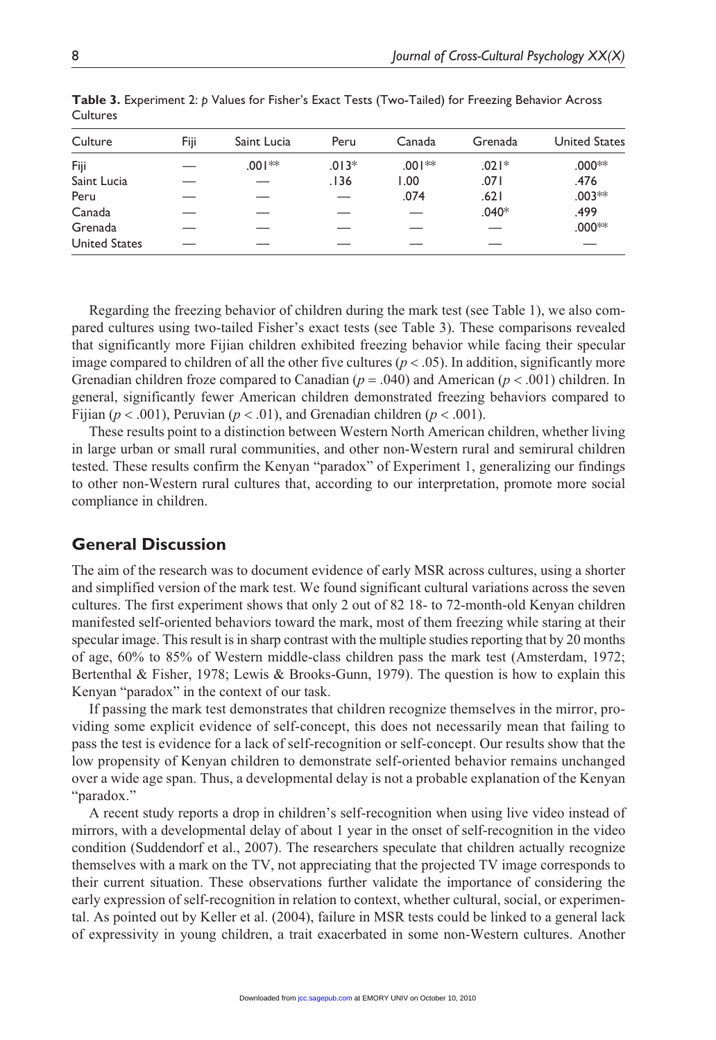**Table 3.** Experiment 2: *p* Values for Fisher's Exact Tests (Two-Tailed) for Freezing Behavior Across Cultures

| Culture | Fiji | Saint Lucia | Peru | Canada | Grenada | United States |
|---|---|---|---|---|---|---|
| Fiji | — | .001** | .013* | .001** | .021* | .000** |
| Saint Lucia | — | — | .136 | 1.00 | .071 | .476 |
| Peru | — | — | — | .074 | .621 | .003** |
| Canada | — | — | — | — | .040* | .499 |
| Grenada | — | — | — | — | — | .000** |
| United States | — | — | — | — | — | — |

Regarding the freezing behavior of children during the mark test (see Table 1), we also compared cultures using two-tailed Fisher's exact tests (see Table 3). These comparisons revealed that significantly more Fijian children exhibited freezing behavior while facing their specular image compared to children of all the other five cultures ($p < .05$). In addition, significantly more Grenadian children froze compared to Canadian ($p = .040$) and American ($p < .001$) children. In general, significantly fewer American children demonstrated freezing behaviors compared to Fijian ($p < .001$), Peruvian ($p < .01$), and Grenadian children ($p < .001$).

These results point to a distinction between Western North American children, whether living in large urban or small rural communities, and other non-Western rural and semirural children tested. These results confirm the Kenyan "paradox" of Experiment 1, generalizing our findings to other non-Western rural cultures that, according to our interpretation, promote more social compliance in children.

## General Discussion

The aim of the research was to document evidence of early MSR across cultures, using a shorter and simplified version of the mark test. We found significant cultural variations across the seven cultures. The first experiment shows that only 2 out of 82 18- to 72-month-old Kenyan children manifested self-oriented behaviors toward the mark, most of them freezing while staring at their specular image. This result is in sharp contrast with the multiple studies reporting that by 20 months of age, 60% to 85% of Western middle-class children pass the mark test (Amsterdam, 1972; Bertenthal & Fisher, 1978; Lewis & Brooks-Gunn, 1979). The question is how to explain this Kenyan "paradox" in the context of our task.

If passing the mark test demonstrates that children recognize themselves in the mirror, providing some explicit evidence of self-concept, this does not necessarily mean that failing to pass the test is evidence for a lack of self-recognition or self-concept. Our results show that the low propensity of Kenyan children to demonstrate self-oriented behavior remains unchanged over a wide age span. Thus, a developmental delay is not a probable explanation of the Kenyan "paradox."

A recent study reports a drop in children's self-recognition when using live video instead of mirrors, with a developmental delay of about 1 year in the onset of self-recognition in the video condition (Suddendorf et al., 2007). The researchers speculate that children actually recognize themselves with a mark on the TV, not appreciating that the projected TV image corresponds to their current situation. These observations further validate the importance of considering the early expression of self-recognition in relation to context, whether cultural, social, or experimental. As pointed out by Keller et al. (2004), failure in MSR tests could be linked to a general lack of expressivity in young children, a trait exacerbated in some non-Western cultures. Another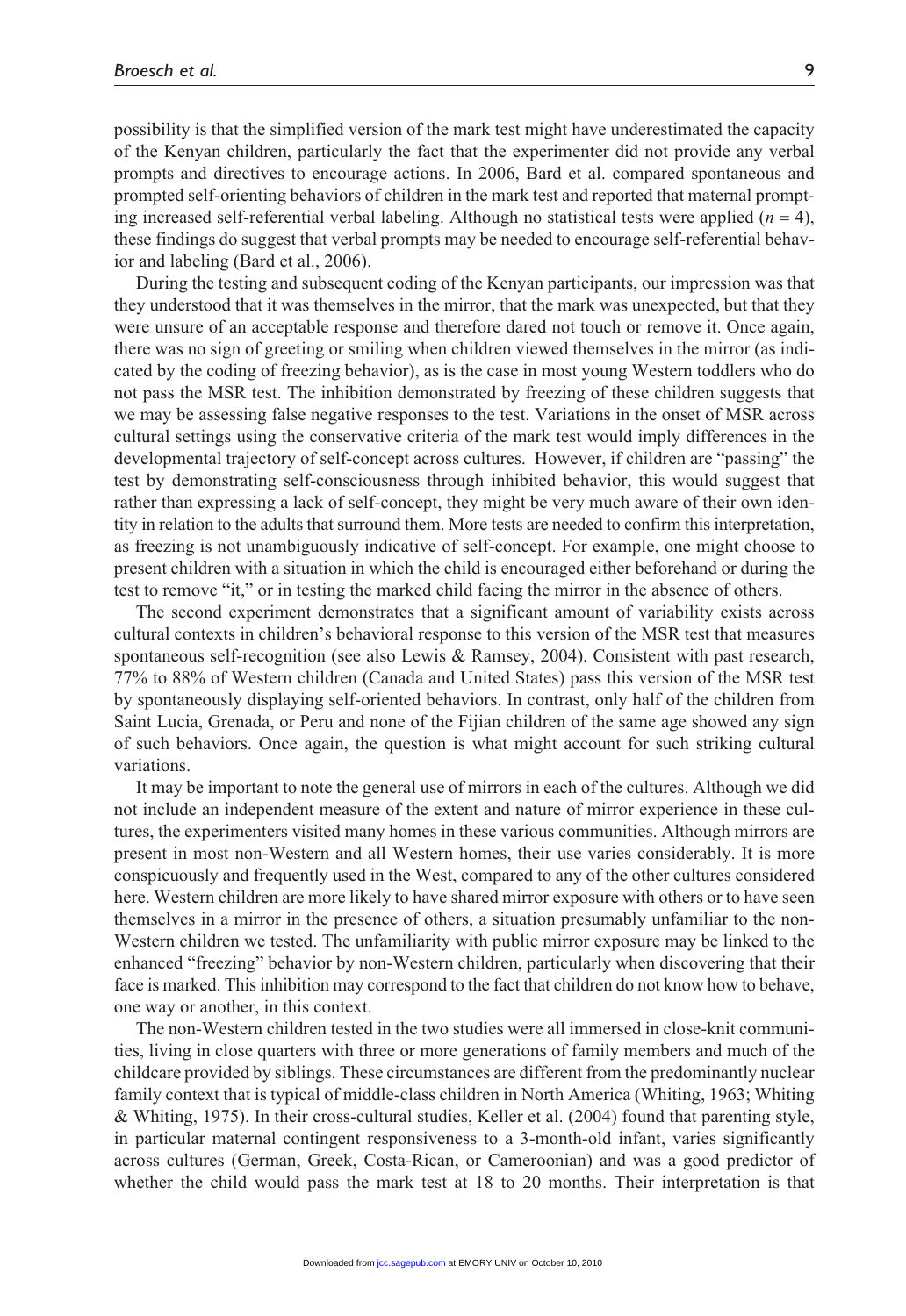possibility is that the simplified version of the mark test might have underestimated the capacity of the Kenyan children, particularly the fact that the experimenter did not provide any verbal prompts and directives to encourage actions. In 2006, Bard et al. compared spontaneous and prompted self-orienting behaviors of children in the mark test and reported that maternal prompting increased self-referential verbal labeling. Although no statistical tests were applied ($n = 4$), these findings do suggest that verbal prompts may be needed to encourage self-referential behavior and labeling (Bard et al., 2006).

During the testing and subsequent coding of the Kenyan participants, our impression was that they understood that it was themselves in the mirror, that the mark was unexpected, but that they were unsure of an acceptable response and therefore dared not touch or remove it. Once again, there was no sign of greeting or smiling when children viewed themselves in the mirror (as indicated by the coding of freezing behavior), as is the case in most young Western toddlers who do not pass the MSR test. The inhibition demonstrated by freezing of these children suggests that we may be assessing false negative responses to the test. Variations in the onset of MSR across cultural settings using the conservative criteria of the mark test would imply differences in the developmental trajectory of self-concept across cultures. However, if children are "passing" the test by demonstrating self-consciousness through inhibited behavior, this would suggest that rather than expressing a lack of self-concept, they might be very much aware of their own identity in relation to the adults that surround them. More tests are needed to confirm this interpretation, as freezing is not unambiguously indicative of self-concept. For example, one might choose to present children with a situation in which the child is encouraged either beforehand or during the test to remove "it," or in testing the marked child facing the mirror in the absence of others.

The second experiment demonstrates that a significant amount of variability exists across cultural contexts in children's behavioral response to this version of the MSR test that measures spontaneous self-recognition (see also Lewis & Ramsey, 2004). Consistent with past research, 77% to 88% of Western children (Canada and United States) pass this version of the MSR test by spontaneously displaying self-oriented behaviors. In contrast, only half of the children from Saint Lucia, Grenada, or Peru and none of the Fijian children of the same age showed any sign of such behaviors. Once again, the question is what might account for such striking cultural variations.

It may be important to note the general use of mirrors in each of the cultures. Although we did not include an independent measure of the extent and nature of mirror experience in these cultures, the experimenters visited many homes in these various communities. Although mirrors are present in most non-Western and all Western homes, their use varies considerably. It is more conspicuously and frequently used in the West, compared to any of the other cultures considered here. Western children are more likely to have shared mirror exposure with others or to have seen themselves in a mirror in the presence of others, a situation presumably unfamiliar to the non-Western children we tested. The unfamiliarity with public mirror exposure may be linked to the enhanced "freezing" behavior by non-Western children, particularly when discovering that their face is marked. This inhibition may correspond to the fact that children do not know how to behave, one way or another, in this context.

The non-Western children tested in the two studies were all immersed in close-knit communities, living in close quarters with three or more generations of family members and much of the childcare provided by siblings. These circumstances are different from the predominantly nuclear family context that is typical of middle-class children in North America (Whiting, 1963; Whiting & Whiting, 1975). In their cross-cultural studies, Keller et al. (2004) found that parenting style, in particular maternal contingent responsiveness to a 3-month-old infant, varies significantly across cultures (German, Greek, Costa-Rican, or Cameroonian) and was a good predictor of whether the child would pass the mark test at 18 to 20 months. Their interpretation is that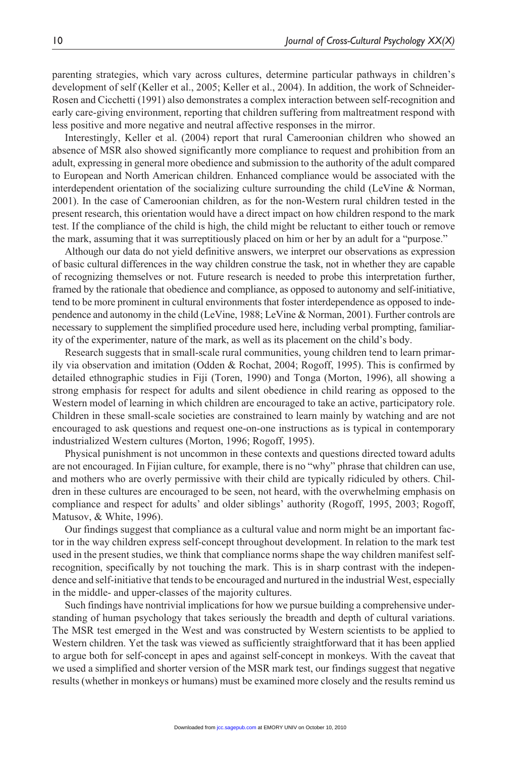parenting strategies, which vary across cultures, determine particular pathways in children's development of self (Keller et al., 2005; Keller et al., 2004). In addition, the work of Schneider-Rosen and Cicchetti (1991) also demonstrates a complex interaction between self-recognition and early care-giving environment, reporting that children suffering from maltreatment respond with less positive and more negative and neutral affective responses in the mirror.

Interestingly, Keller et al. (2004) report that rural Cameroonian children who showed an absence of MSR also showed significantly more compliance to request and prohibition from an adult, expressing in general more obedience and submission to the authority of the adult compared to European and North American children. Enhanced compliance would be associated with the interdependent orientation of the socializing culture surrounding the child (LeVine & Norman, 2001). In the case of Cameroonian children, as for the non-Western rural children tested in the present research, this orientation would have a direct impact on how children respond to the mark test. If the compliance of the child is high, the child might be reluctant to either touch or remove the mark, assuming that it was surreptitiously placed on him or her by an adult for a "purpose."

Although our data do not yield definitive answers, we interpret our observations as expression of basic cultural differences in the way children construe the task, not in whether they are capable of recognizing themselves or not. Future research is needed to probe this interpretation further, framed by the rationale that obedience and compliance, as opposed to autonomy and self-initiative, tend to be more prominent in cultural environments that foster interdependence as opposed to independence and autonomy in the child (LeVine, 1988; LeVine & Norman, 2001). Further controls are necessary to supplement the simplified procedure used here, including verbal prompting, familiarity of the experimenter, nature of the mark, as well as its placement on the child's body.

Research suggests that in small-scale rural communities, young children tend to learn primarily via observation and imitation (Odden & Rochat, 2004; Rogoff, 1995). This is confirmed by detailed ethnographic studies in Fiji (Toren, 1990) and Tonga (Morton, 1996), all showing a strong emphasis for respect for adults and silent obedience in child rearing as opposed to the Western model of learning in which children are encouraged to take an active, participatory role. Children in these small-scale societies are constrained to learn mainly by watching and are not encouraged to ask questions and request one-on-one instructions as is typical in contemporary industrialized Western cultures (Morton, 1996; Rogoff, 1995).

Physical punishment is not uncommon in these contexts and questions directed toward adults are not encouraged. In Fijian culture, for example, there is no "why" phrase that children can use, and mothers who are overly permissive with their child are typically ridiculed by others. Children in these cultures are encouraged to be seen, not heard, with the overwhelming emphasis on compliance and respect for adults' and older siblings' authority (Rogoff, 1995, 2003; Rogoff, Matusov, & White, 1996).

Our findings suggest that compliance as a cultural value and norm might be an important factor in the way children express self-concept throughout development. In relation to the mark test used in the present studies, we think that compliance norms shape the way children manifest self-recognition, specifically by not touching the mark. This is in sharp contrast with the independence and self-initiative that tends to be encouraged and nurtured in the industrial West, especially in the middle- and upper-classes of the majority cultures.

Such findings have nontrivial implications for how we pursue building a comprehensive understanding of human psychology that takes seriously the breadth and depth of cultural variations. The MSR test emerged in the West and was constructed by Western scientists to be applied to Western children. Yet the task was viewed as sufficiently straightforward that it has been applied to argue both for self-concept in apes and against self-concept in monkeys. With the caveat that we used a simplified and shorter version of the MSR mark test, our findings suggest that negative results (whether in monkeys or humans) must be examined more closely and the results remind us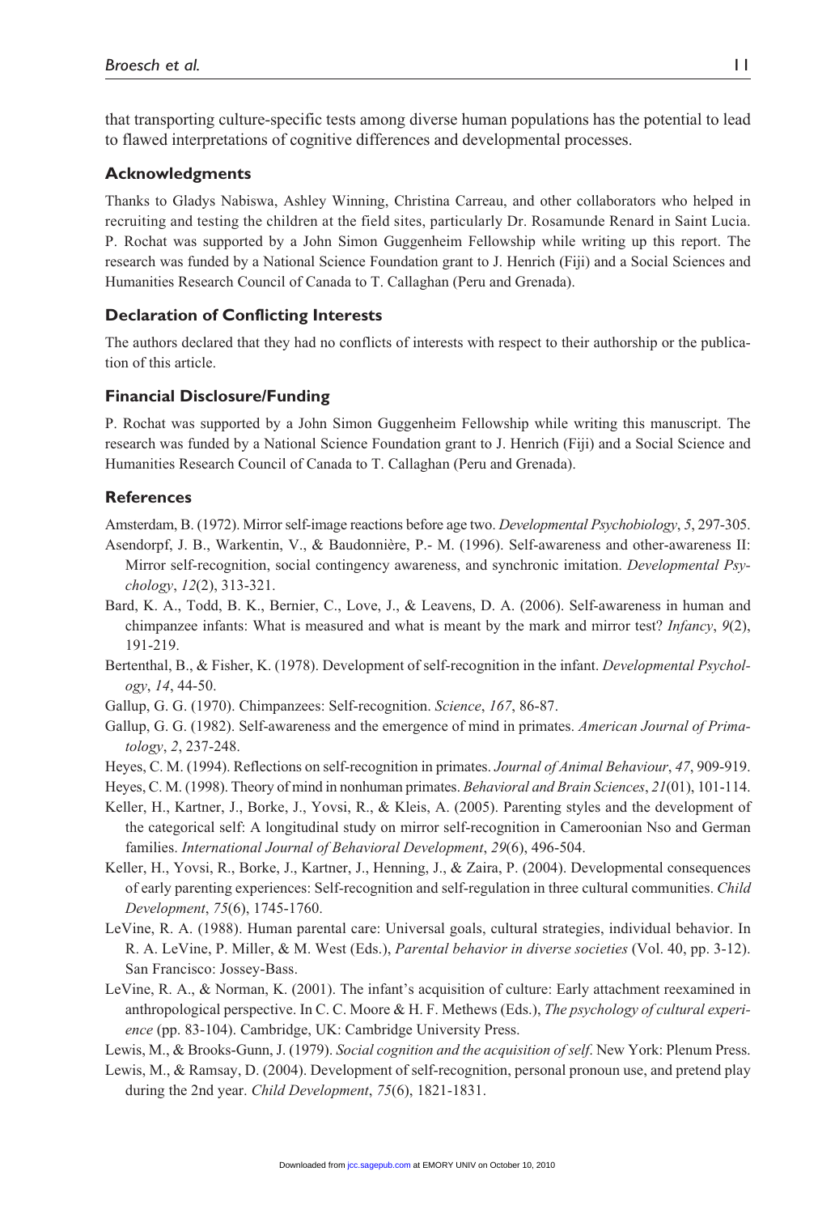that transporting culture-specific tests among diverse human populations has the potential to lead to flawed interpretations of cognitive differences and developmental processes.

### Acknowledgments

Thanks to Gladys Nabiswa, Ashley Winning, Christina Carreau, and other collaborators who helped in recruiting and testing the children at the field sites, particularly Dr. Rosamunde Renard in Saint Lucia. P. Rochat was supported by a John Simon Guggenheim Fellowship while writing up this report. The research was funded by a National Science Foundation grant to J. Henrich (Fiji) and a Social Sciences and Humanities Research Council of Canada to T. Callaghan (Peru and Grenada).

### Declaration of Conflicting Interests

The authors declared that they had no conflicts of interests with respect to their authorship or the publication of this article.

### Financial Disclosure/Funding

P. Rochat was supported by a John Simon Guggenheim Fellowship while writing this manuscript. The research was funded by a National Science Foundation grant to J. Henrich (Fiji) and a Social Science and Humanities Research Council of Canada to T. Callaghan (Peru and Grenada).

### References

Amsterdam, B. (1972). Mirror self-image reactions before age two. *Developmental Psychobiology*, *5*, 297-305.

Asendorpf, J. B., Warkentin, V., & Baudonnière, P.- M. (1996). Self-awareness and other-awareness II: Mirror self-recognition, social contingency awareness, and synchronic imitation. *Developmental Psychology*, *12*(2), 313-321.

Bard, K. A., Todd, B. K., Bernier, C., Love, J., & Leavens, D. A. (2006). Self-awareness in human and chimpanzee infants: What is measured and what is meant by the mark and mirror test? *Infancy*, *9*(2), 191-219.

Bertenthal, B., & Fisher, K. (1978). Development of self-recognition in the infant. *Developmental Psychology*, *14*, 44-50.

Gallup, G. G. (1970). Chimpanzees: Self-recognition. *Science*, *167*, 86-87.

Gallup, G. G. (1982). Self-awareness and the emergence of mind in primates. *American Journal of Primatology*, *2*, 237-248.

Heyes, C. M. (1994). Reflections on self-recognition in primates. *Journal of Animal Behaviour*, *47*, 909-919.

Heyes, C. M. (1998). Theory of mind in nonhuman primates. *Behavioral and Brain Sciences*, *21*(01), 101-114.

Keller, H., Kartner, J., Borke, J., Yovsi, R., & Kleis, A. (2005). Parenting styles and the development of the categorical self: A longitudinal study on mirror self-recognition in Cameroonian Nso and German families. *International Journal of Behavioral Development*, *29*(6), 496-504.

Keller, H., Yovsi, R., Borke, J., Kartner, J., Henning, J., & Zaira, P. (2004). Developmental consequences of early parenting experiences: Self-recognition and self-regulation in three cultural communities. *Child Development*, *75*(6), 1745-1760.

LeVine, R. A. (1988). Human parental care: Universal goals, cultural strategies, individual behavior. In R. A. LeVine, P. Miller, & M. West (Eds.), *Parental behavior in diverse societies* (Vol. 40, pp. 3-12). San Francisco: Jossey-Bass.

LeVine, R. A., & Norman, K. (2001). The infant's acquisition of culture: Early attachment reexamined in anthropological perspective. In C. C. Moore & H. F. Methews (Eds.), *The psychology of cultural experience* (pp. 83-104). Cambridge, UK: Cambridge University Press.

Lewis, M., & Brooks-Gunn, J. (1979). *Social cognition and the acquisition of self*. New York: Plenum Press.

Lewis, M., & Ramsay, D. (2004). Development of self-recognition, personal pronoun use, and pretend play during the 2nd year. *Child Development*, *75*(6), 1821-1831.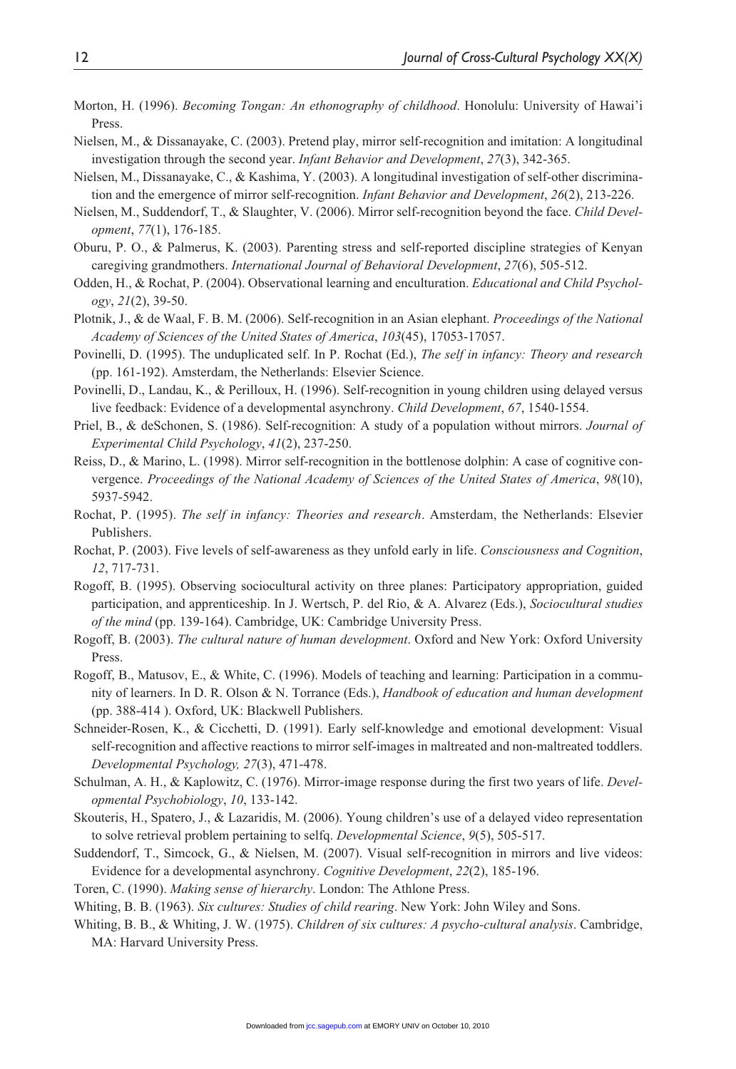Morton, H. (1996). *Becoming Tongan: An ethonography of childhood*. Honolulu: University of Hawai'i Press.

Nielsen, M., & Dissanayake, C. (2003). Pretend play, mirror self-recognition and imitation: A longitudinal investigation through the second year. *Infant Behavior and Development*, *27*(3), 342-365.

Nielsen, M., Dissanayake, C., & Kashima, Y. (2003). A longitudinal investigation of self-other discrimination and the emergence of mirror self-recognition. *Infant Behavior and Development*, *26*(2), 213-226.

Nielsen, M., Suddendorf, T., & Slaughter, V. (2006). Mirror self-recognition beyond the face. *Child Development*, *77*(1), 176-185.

Oburu, P. O., & Palmerus, K. (2003). Parenting stress and self-reported discipline strategies of Kenyan caregiving grandmothers. *International Journal of Behavioral Development*, *27*(6), 505-512.

Odden, H., & Rochat, P. (2004). Observational learning and enculturation. *Educational and Child Psychology*, *21*(2), 39-50.

Plotnik, J., & de Waal, F. B. M. (2006). Self-recognition in an Asian elephant. *Proceedings of the National Academy of Sciences of the United States of America*, *103*(45), 17053-17057.

Povinelli, D. (1995). The unduplicated self. In P. Rochat (Ed.), *The self in infancy: Theory and research* (pp. 161-192). Amsterdam, the Netherlands: Elsevier Science.

Povinelli, D., Landau, K., & Perilloux, H. (1996). Self-recognition in young children using delayed versus live feedback: Evidence of a developmental asynchrony. *Child Development*, *67*, 1540-1554.

Priel, B., & deSchonen, S. (1986). Self-recognition: A study of a population without mirrors. *Journal of Experimental Child Psychology*, *41*(2), 237-250.

Reiss, D., & Marino, L. (1998). Mirror self-recognition in the bottlenose dolphin: A case of cognitive convergence. *Proceedings of the National Academy of Sciences of the United States of America*, *98*(10), 5937-5942.

Rochat, P. (1995). *The self in infancy: Theories and research*. Amsterdam, the Netherlands: Elsevier Publishers.

Rochat, P. (2003). Five levels of self-awareness as they unfold early in life. *Consciousness and Cognition*, *12*, 717-731.

Rogoff, B. (1995). Observing sociocultural activity on three planes: Participatory appropriation, guided participation, and apprenticeship. In J. Wertsch, P. del Rio, & A. Alvarez (Eds.), *Sociocultural studies of the mind* (pp. 139-164). Cambridge, UK: Cambridge University Press.

Rogoff, B. (2003). *The cultural nature of human development*. Oxford and New York: Oxford University Press.

Rogoff, B., Matusov, E., & White, C. (1996). Models of teaching and learning: Participation in a community of learners. In D. R. Olson & N. Torrance (Eds.), *Handbook of education and human development* (pp. 388-414 ). Oxford, UK: Blackwell Publishers.

Schneider-Rosen, K., & Cicchetti, D. (1991). Early self-knowledge and emotional development: Visual self-recognition and affective reactions to mirror self-images in maltreated and non-maltreated toddlers. *Developmental Psychology, 27*(3), 471-478.

Schulman, A. H., & Kaplowitz, C. (1976). Mirror-image response during the first two years of life. *Developmental Psychobiology*, *10*, 133-142.

Skouteris, H., Spatero, J., & Lazaridis, M. (2006). Young children's use of a delayed video representation to solve retrieval problem pertaining to selfq. *Developmental Science*, *9*(5), 505-517.

Suddendorf, T., Simcock, G., & Nielsen, M. (2007). Visual self-recognition in mirrors and live videos: Evidence for a developmental asynchrony. *Cognitive Development*, *22*(2), 185-196.

Toren, C. (1990). *Making sense of hierarchy*. London: The Athlone Press.

Whiting, B. B. (1963). *Six cultures: Studies of child rearing*. New York: John Wiley and Sons.

Whiting, B. B., & Whiting, J. W. (1975). *Children of six cultures: A psycho-cultural analysis*. Cambridge, MA: Harvard University Press.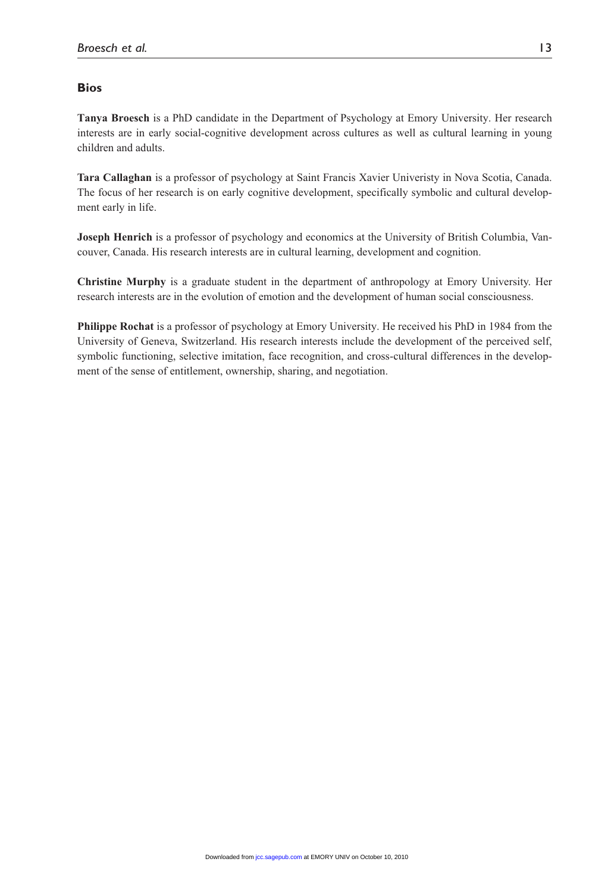## Bios

**Tanya Broesch** is a PhD candidate in the Department of Psychology at Emory University. Her research interests are in early social-cognitive development across cultures as well as cultural learning in young children and adults.

**Tara Callaghan** is a professor of psychology at Saint Francis Xavier Univeristy in Nova Scotia, Canada. The focus of her research is on early cognitive development, specifically symbolic and cultural development early in life.

**Joseph Henrich** is a professor of psychology and economics at the University of British Columbia, Vancouver, Canada. His research interests are in cultural learning, development and cognition.

**Christine Murphy** is a graduate student in the department of anthropology at Emory University. Her research interests are in the evolution of emotion and the development of human social consciousness.

**Philippe Rochat** is a professor of psychology at Emory University. He received his PhD in 1984 from the University of Geneva, Switzerland. His research interests include the development of the perceived self, symbolic functioning, selective imitation, face recognition, and cross-cultural differences in the development of the sense of entitlement, ownership, sharing, and negotiation.

Downloaded from jcc.sagepub.com at EMORY UNIV on October 10, 2010